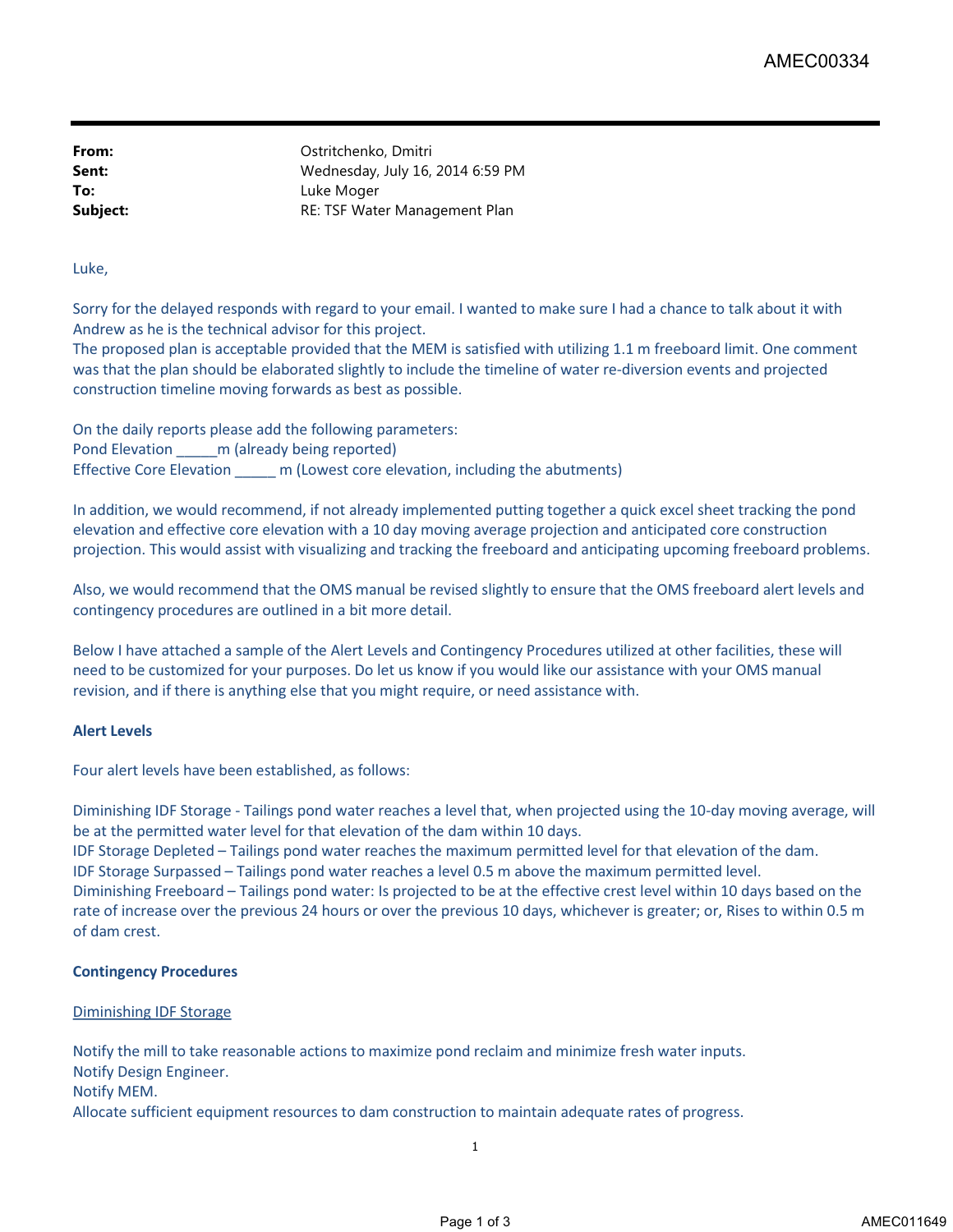| | |
|---|---|
| **From:** | Ostritchenko, Dmitri |
| **Sent:** | Wednesday, July 16, 2014 6:59 PM |
| **To:** | Luke Moger |
| **Subject:** | RE: TSF Water Management Plan |

Luke,

Sorry for the delayed responds with regard to your email. I wanted to make sure I had a chance to talk about it with Andrew as he is the technical advisor for this project.
The proposed plan is acceptable provided that the MEM is satisfied with utilizing 1.1 m freeboard limit. One comment was that the plan should be elaborated slightly to include the timeline of water re-diversion events and projected construction timeline moving forwards as best as possible.

On the daily reports please add the following parameters:
Pond Elevation _____m (already being reported)
Effective Core Elevation _____ m (Lowest core elevation, including the abutments)

In addition, we would recommend, if not already implemented putting together a quick excel sheet tracking the pond elevation and effective core elevation with a 10 day moving average projection and anticipated core construction projection. This would assist with visualizing and tracking the freeboard and anticipating upcoming freeboard problems.

Also, we would recommend that the OMS manual be revised slightly to ensure that the OMS freeboard alert levels and contingency procedures are outlined in a bit more detail.

Below I have attached a sample of the Alert Levels and Contingency Procedures utilized at other facilities, these will need to be customized for your purposes. Do let us know if you would like our assistance with your OMS manual revision, and if there is anything else that you might require, or need assistance with.

**Alert Levels**

Four alert levels have been established, as follows:

Diminishing IDF Storage - Tailings pond water reaches a level that, when projected using the 10-day moving average, will be at the permitted water level for that elevation of the dam within 10 days.
IDF Storage Depleted – Tailings pond water reaches the maximum permitted level for that elevation of the dam.
IDF Storage Surpassed – Tailings pond water reaches a level 0.5 m above the maximum permitted level.
Diminishing Freeboard – Tailings pond water: Is projected to be at the effective crest level within 10 days based on the rate of increase over the previous 24 hours or over the previous 10 days, whichever is greater; or, Rises to within 0.5 m of dam crest.

**Contingency Procedures**

<u>Diminishing IDF Storage</u>

Notify the mill to take reasonable actions to maximize pond reclaim and minimize fresh water inputs.
Notify Design Engineer.
Notify MEM.
Allocate sufficient equipment resources to dam construction to maintain adequate rates of progress.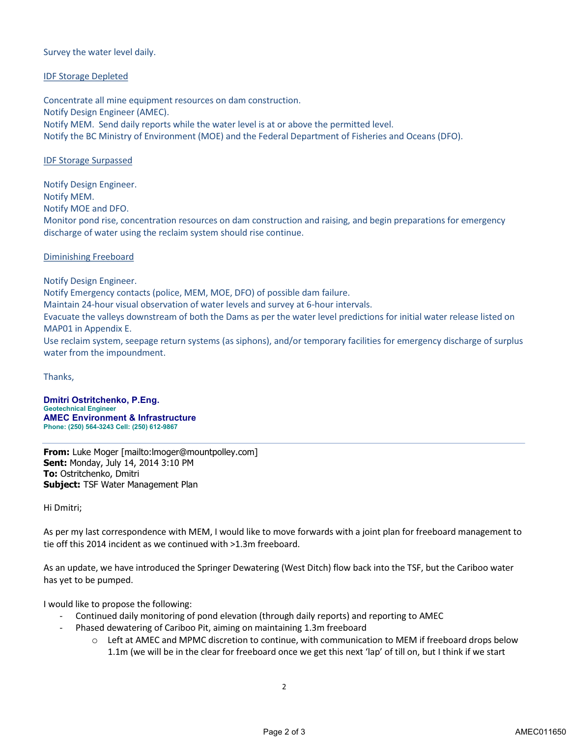Survey the water level daily.

IDF Storage Depleted

Concentrate all mine equipment resources on dam construction.
Notify Design Engineer (AMEC).
Notify MEM. Send daily reports while the water level is at or above the permitted level.
Notify the BC Ministry of Environment (MOE) and the Federal Department of Fisheries and Oceans (DFO).

IDF Storage Surpassed

Notify Design Engineer.
Notify MEM.
Notify MOE and DFO.
Monitor pond rise, concentration resources on dam construction and raising, and begin preparations for emergency discharge of water using the reclaim system should rise continue.

Diminishing Freeboard

Notify Design Engineer.
Notify Emergency contacts (police, MEM, MOE, DFO) of possible dam failure.
Maintain 24-hour visual observation of water levels and survey at 6-hour intervals.
Evacuate the valleys downstream of both the Dams as per the water level predictions for initial water release listed on MAP01 in Appendix E.
Use reclaim system, seepage return systems (as siphons), and/or temporary facilities for emergency discharge of surplus water from the impoundment.

Thanks,

**Dmitri Ostritchenko, P.Eng.**
**Geotechnical Engineer**
**AMEC Environment & Infrastructure**
**Phone: (250) 564-3243 Cell: (250) 612-9867**

---

**From:** Luke Moger [mailto:lmoger@mountpolley.com]
**Sent:** Monday, July 14, 2014 3:10 PM
**To:** Ostritchenko, Dmitri
**Subject:** TSF Water Management Plan

Hi Dmitri;

As per my last correspondence with MEM, I would like to move forwards with a joint plan for freeboard management to tie off this 2014 incident as we continued with >1.3m freeboard.

As an update, we have introduced the Springer Dewatering (West Ditch) flow back into the TSF, but the Cariboo water has yet to be pumped.

I would like to propose the following:

- Continued daily monitoring of pond elevation (through daily reports) and reporting to AMEC
- Phased dewatering of Cariboo Pit, aiming on maintaining 1.3m freeboard
    - Left at AMEC and MPMC discretion to continue, with communication to MEM if freeboard drops below 1.1m (we will be in the clear for freeboard once we get this next 'lap' of till on, but I think if we start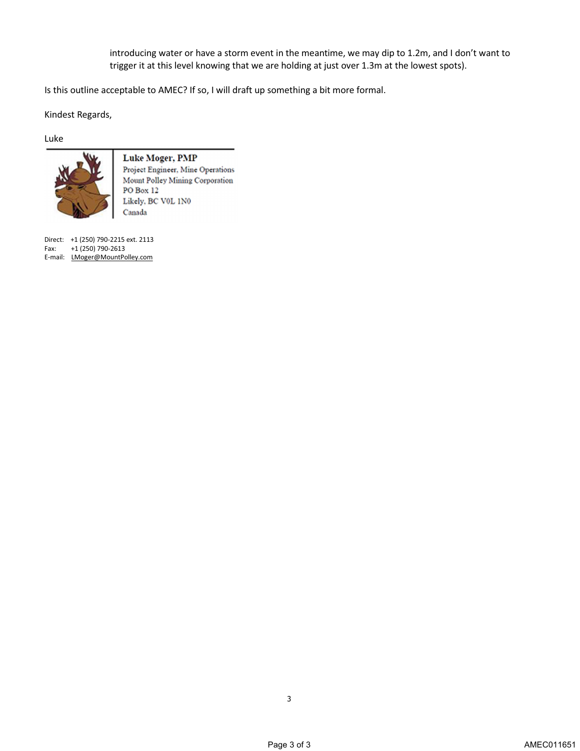introducing water or have a storm event in the meantime, we may dip to 1.2m, and I don't want to trigger it at this level knowing that we are holding at just over 1.3m at the lowest spots).

Is this outline acceptable to AMEC? If so, I will draft up something a bit more formal.

Kindest Regards,

Luke

**Luke Moger, PMP**
Project Engineer, Mine Operations
Mount Polley Mining Corporation
PO Box 12
Likely, BC V0L 1N0
Canada

Direct: +1 (250) 790-2215 ext. 2113
Fax: +1 (250) 790-2613
E-mail: LMoger@MountPolley.com

AMEC011651